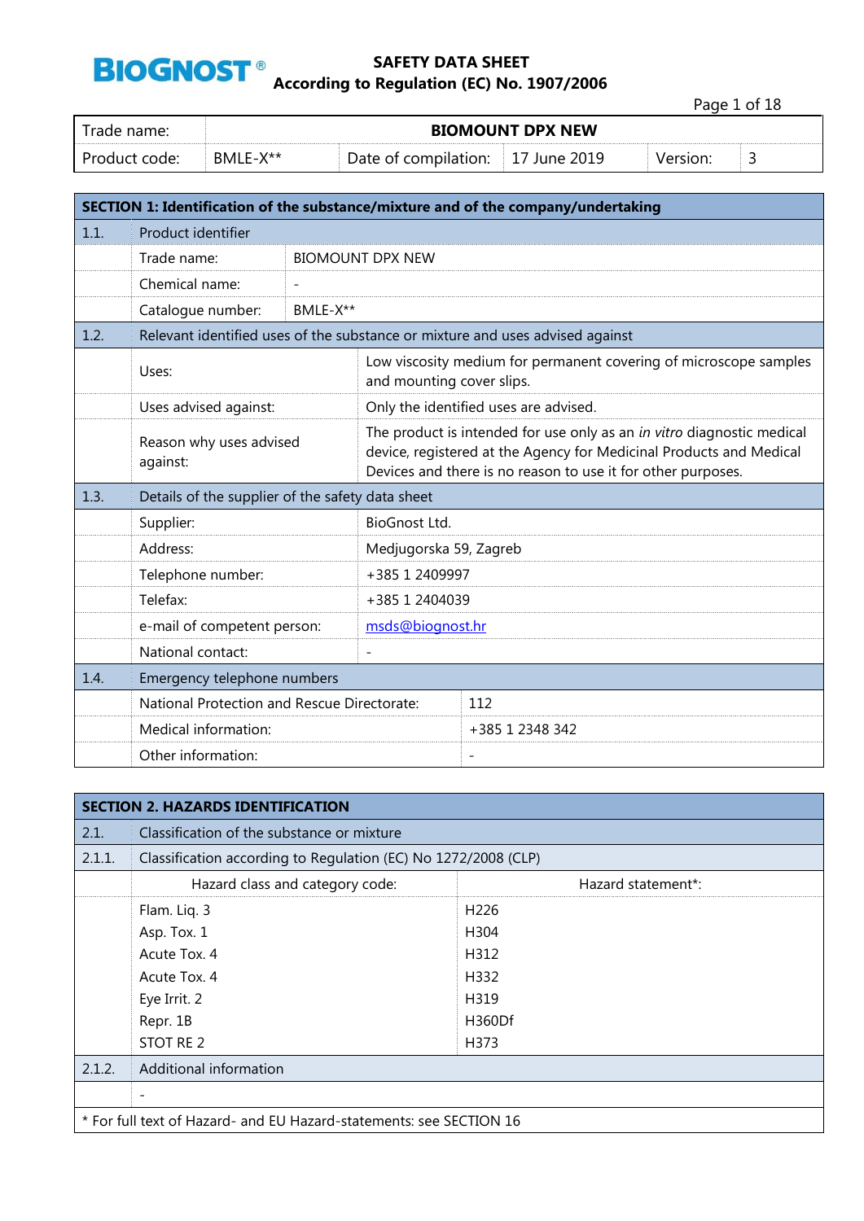**BIOGNOST®**

**SAFETY DATA SHEET**
**According to Regulation (EC) No. 1907/2006**

| Trade name: | **BIOMOUNT DPX NEW** | | | | |
|---|---|---|---|---|---|
| Product code: | BMLE-X** | Date of compilation: | 17 June 2019 | Version: | 3 |

## SECTION 1: Identification of the substance/mixture and of the company/undertaking

| | | |
|---|---|---|
| 1.1. | Product identifier | |
| | Trade name: | BIOMOUNT DPX NEW |
| | Chemical name: | - |
| | Catalogue number: | BMLE-X** |
| 1.2. | Relevant identified uses of the substance or mixture and uses advised against | |
| | Uses: | Low viscosity medium for permanent covering of microscope samples and mounting cover slips. |
| | Uses advised against: | Only the identified uses are advised. |
| | Reason why uses advised against: | The product is intended for use only as an *in vitro* diagnostic medical device, registered at the Agency for Medicinal Products and Medical Devices and there is no reason to use it for other purposes. |
| 1.3. | Details of the supplier of the safety data sheet | |
| | Supplier: | BioGnost Ltd. |
| | Address: | Medjugorska 59, Zagreb |
| | Telephone number: | +385 1 2409997 |
| | Telefax: | +385 1 2404039 |
| | e-mail of competent person: | msds@biognost.hr |
| | National contact: | - |
| 1.4. | Emergency telephone numbers | |
| | National Protection and Rescue Directorate: | 112 |
| | Medical information: | +385 1 2348 342 |
| | Other information: | - |

## SECTION 2. HAZARDS IDENTIFICATION

| | | |
|---|---|---|
| 2.1. | Classification of the substance or mixture | |
| 2.1.1. | Classification according to Regulation (EC) No 1272/2008 (CLP) | |
| | Hazard class and category code: | Hazard statement*: |
| | Flam. Liq. 3 | H226 |
| | Asp. Tox. 1 | H304 |
| | Acute Tox. 4 | H312 |
| | Acute Tox. 4 | H332 |
| | Eye Irrit. 2 | H319 |
| | Repr. 1B | H360Df |
| | STOT RE 2 | H373 |
| 2.1.2. | Additional information | |
| | - | |

* For full text of Hazard- and EU Hazard-statements: see SECTION 16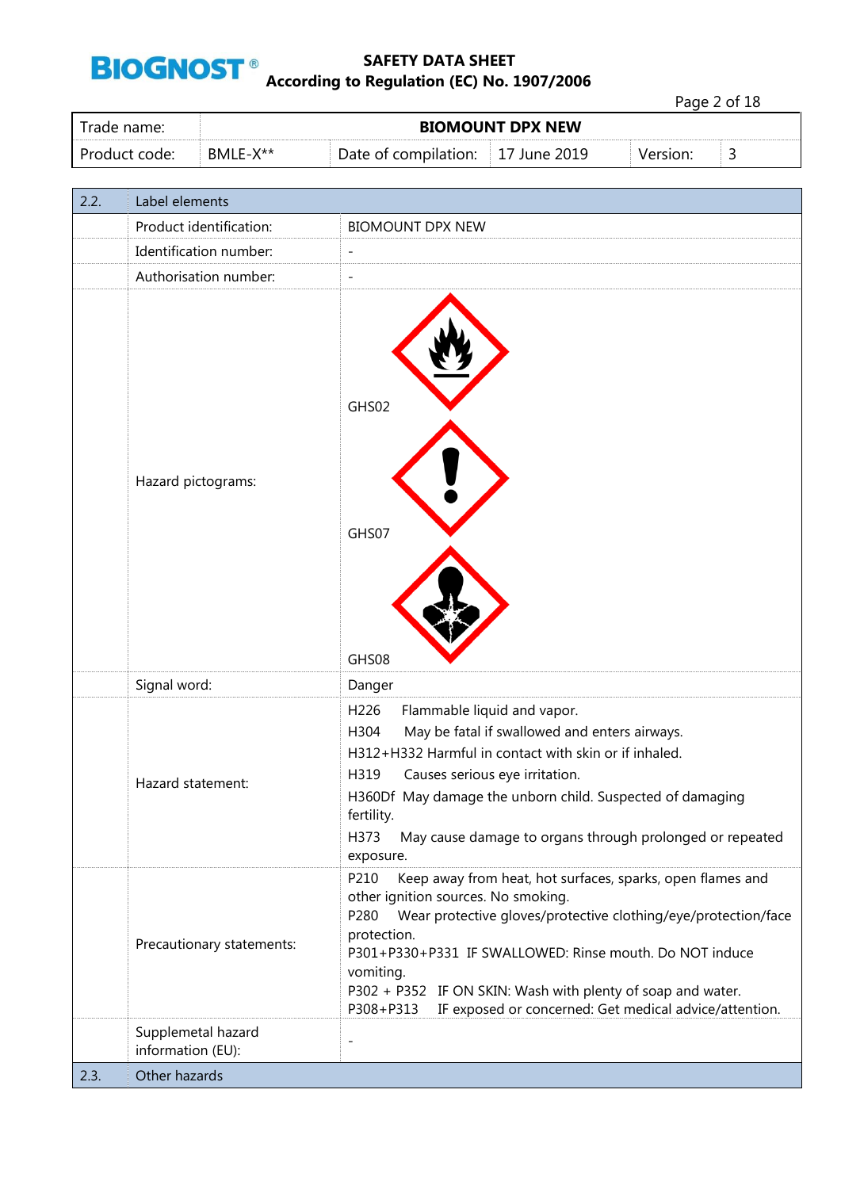| Trade name: | BIOMOUNT DPX NEW | | | | |
|---|---|---|---|---|---|
| Product code: | BMLE-X** | Date of compilation: | 17 June 2019 | Version: | 3 |

| 2.2. | Label elements | |
|---|---|---|
| | Product identification: | BIOMOUNT DPX NEW |
| | Identification number: | - |
| | Authorisation number: | - |
| | Hazard pictograms: | GHS02<br>GHS07<br>GHS08 |
| | Signal word: | Danger |
| | Hazard statement: | H226 Flammable liquid and vapor.<br>H304 May be fatal if swallowed and enters airways.<br>H312+H332 Harmful in contact with skin or if inhaled.<br>H319 Causes serious eye irritation.<br>H360Df May damage the unborn child. Suspected of damaging fertility.<br>H373 May cause damage to organs through prolonged or repeated exposure. |
| | Precautionary statements: | P210 Keep away from heat, hot surfaces, sparks, open flames and other ignition sources. No smoking.<br>P280 Wear protective gloves/protective clothing/eye/protection/face protection.<br>P301+P330+P331 IF SWALLOWED: Rinse mouth. Do NOT induce vomiting.<br>P302 + P352 IF ON SKIN: Wash with plenty of soap and water.<br>P308+P313 IF exposed or concerned: Get medical advice/attention. |
| | Supplemetal hazard information (EU): | - |
| 2.3. | Other hazards | |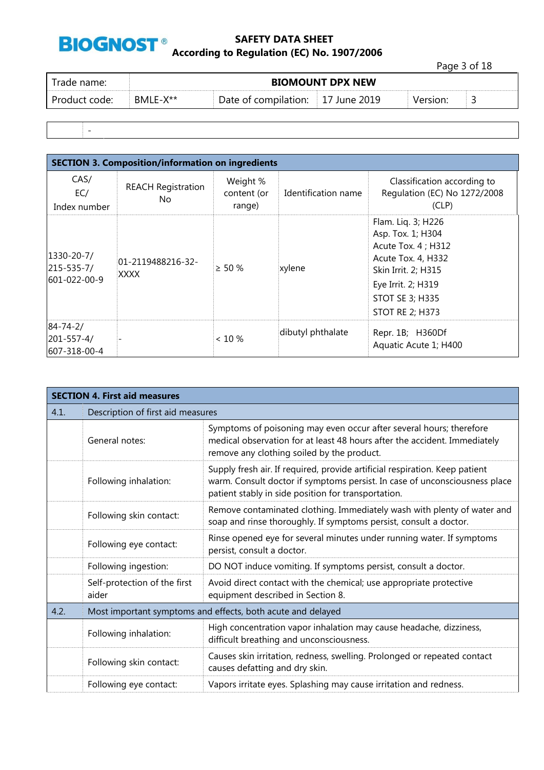| | - |
|---|---|

## SECTION 3. Composition/information on ingredients

| CAS/ EC/ Index number | REACH Registration No | Weight % content (or range) | Identification name | Classification according to Regulation (EC) No 1272/2008 (CLP) |
|---|---|---|---|---|
| 1330-20-7/ 215-535-7/ 601-022-00-9 | 01-2119488216-32-XXXX | ≥ 50 % | xylene | Flam. Liq. 3; H226<br>Asp. Tox. 1; H304<br>Acute Tox. 4 ; H312<br>Acute Tox. 4, H332<br>Skin Irrit. 2; H315<br>Eye Irrit. 2; H319<br>STOT SE 3; H335<br>STOT RE 2; H373 |
| 84-74-2/ 201-557-4/ 607-318-00-4 | - | < 10 % | dibutyl phthalate | Repr. 1B; H360Df<br>Aquatic Acute 1; H400 |

## SECTION 4. First aid measures

| | | |
|---|---|---|
| 4.1. | Description of first aid measures | |
| | General notes: | Symptoms of poisoning may even occur after several hours; therefore medical observation for at least 48 hours after the accident. Immediately remove any clothing soiled by the product. |
| | Following inhalation: | Supply fresh air. If required, provide artificial respiration. Keep patient warm. Consult doctor if symptoms persist. In case of unconsciousness place patient stably in side position for transportation. |
| | Following skin contact: | Remove contaminated clothing. Immediately wash with plenty of water and soap and rinse thoroughly. If symptoms persist, consult a doctor. |
| | Following eye contact: | Rinse opened eye for several minutes under running water. If symptoms persist, consult a doctor. |
| | Following ingestion: | DO NOT induce vomiting. If symptoms persist, consult a doctor. |
| | Self-protection of the first aider | Avoid direct contact with the chemical; use appropriate protective equipment described in Section 8. |
| 4.2. | Most important symptoms and effects, both acute and delayed | |
| | Following inhalation: | High concentration vapor inhalation may cause headache, dizziness, difficult breathing and unconsciousness. |
| | Following skin contact: | Causes skin irritation, redness, swelling. Prolonged or repeated contact causes defatting and dry skin. |
| | Following eye contact: | Vapors irritate eyes. Splashing may cause irritation and redness. |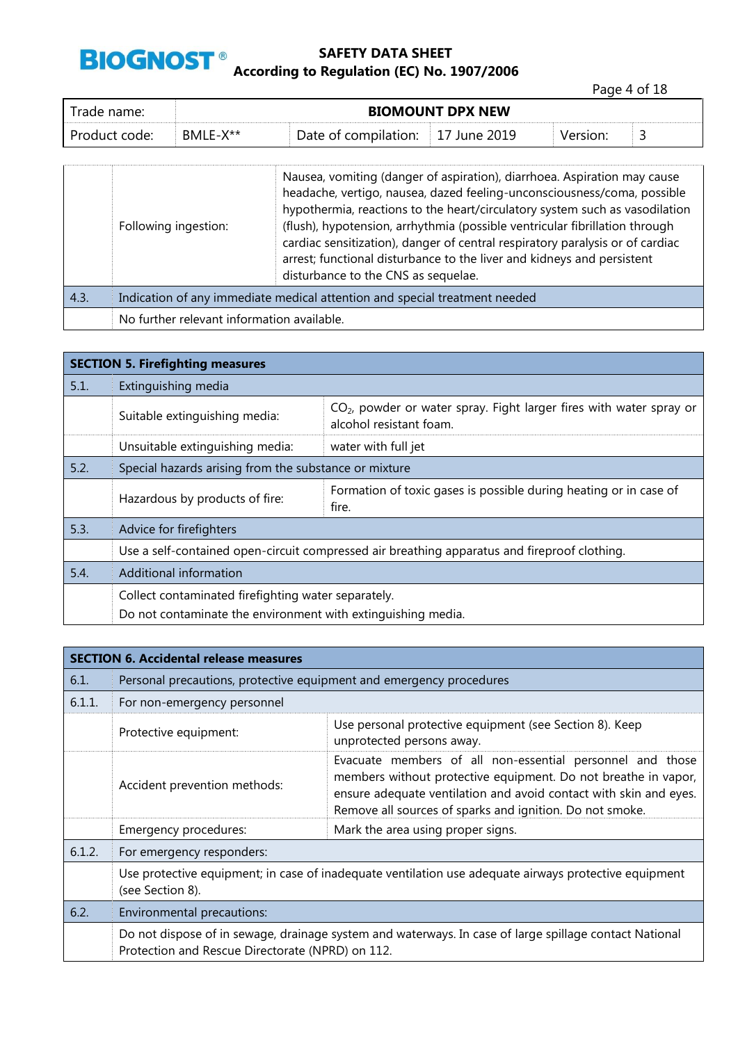| | | |
|---|---|---|
| | Following ingestion: | Nausea, vomiting (danger of aspiration), diarrhoea. Aspiration may cause headache, vertigo, nausea, dazed feeling-unconsciousness/coma, possible hypothermia, reactions to the heart/circulatory system such as vasodilation (flush), hypotension, arrhythmia (possible ventricular fibrillation through cardiac sensitization), danger of central respiratory paralysis or of cardiac arrest; functional disturbance to the liver and kidneys and persistent disturbance to the CNS as sequelae. |
| 4.3. | Indication of any immediate medical attention and special treatment needed | |
| | No further relevant information available. | |

| **SECTION 5. Firefighting measures** | | |
|---|---|---|
| 5.1. | Extinguishing media | |
| | Suitable extinguishing media: | $CO_2$, powder or water spray. Fight larger fires with water spray or alcohol resistant foam. |
| | Unsuitable extinguishing media: | water with full jet |
| 5.2. | Special hazards arising from the substance or mixture | |
| | Hazardous by products of fire: | Formation of toxic gases is possible during heating or in case of fire. |
| 5.3. | Advice for firefighters | |
| | Use a self-contained open-circuit compressed air breathing apparatus and fireproof clothing. | |
| 5.4. | Additional information | |
| | Collect contaminated firefighting water separately.<br>Do not contaminate the environment with extinguishing media. | |

| **SECTION 6. Accidental release measures** | | |
|---|---|---|
| 6.1. | Personal precautions, protective equipment and emergency procedures | |
| 6.1.1. | For non-emergency personnel | |
| | Protective equipment: | Use personal protective equipment (see Section 8). Keep unprotected persons away. |
| | Accident prevention methods: | Evacuate members of all non-essential personnel and those members without protective equipment. Do not breathe in vapor, ensure adequate ventilation and avoid contact with skin and eyes. Remove all sources of sparks and ignition. Do not smoke. |
| | Emergency procedures: | Mark the area using proper signs. |
| 6.1.2. | For emergency responders: | |
| | Use protective equipment; in case of inadequate ventilation use adequate airways protective equipment (see Section 8). | |
| 6.2. | Environmental precautions: | |
| | Do not dispose of in sewage, drainage system and waterways. In case of large spillage contact National Protection and Rescue Directorate (NPRD) on 112. | |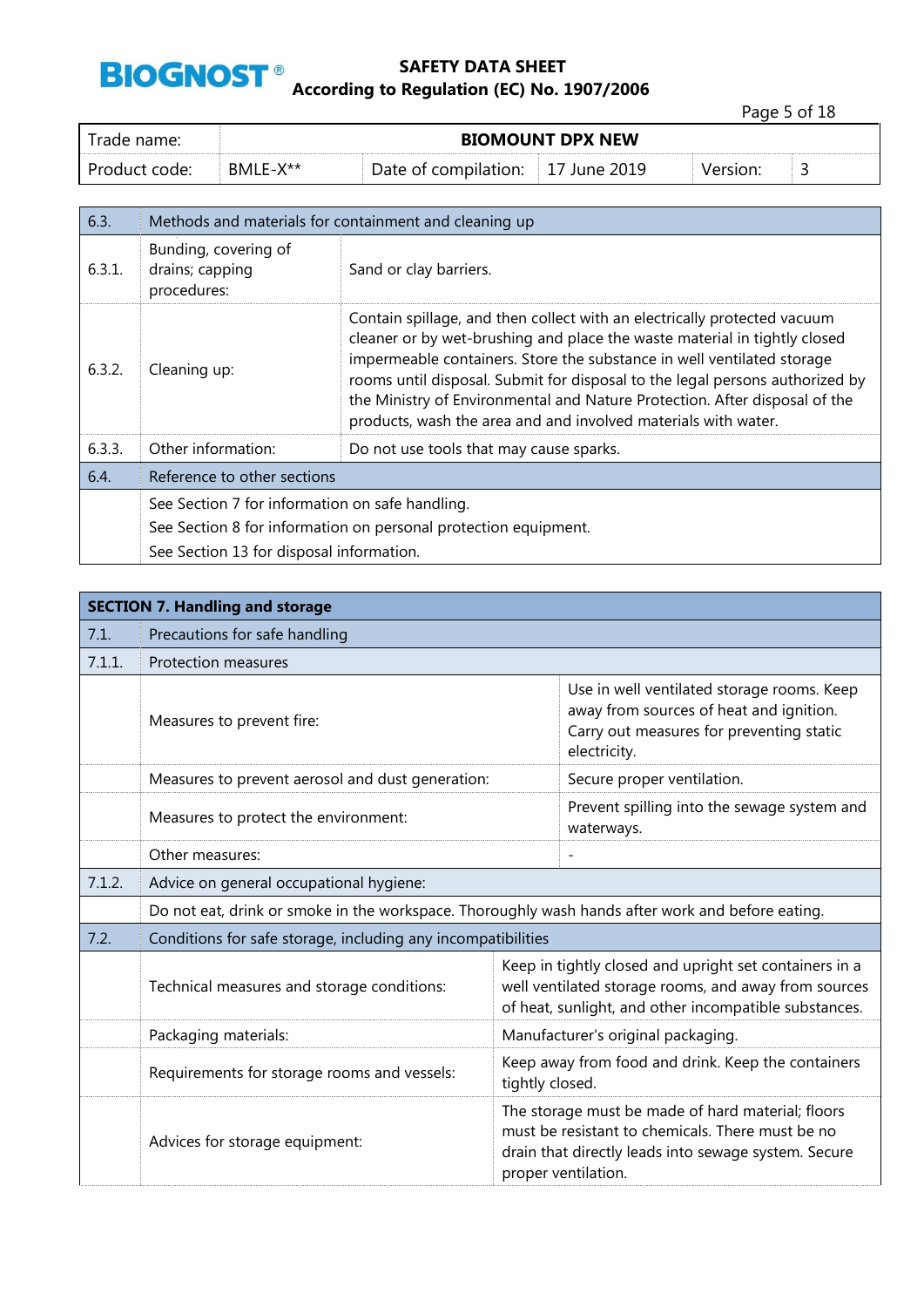| Trade name: | BIOMOUNT DPX NEW | | | | |
|---|---|---|---|---|---|
| Product code: | BMLE-X** | Date of compilation: | 17 June 2019 | Version: | 3 |

| 6.3. | Methods and materials for containment and cleaning up | |
|---|---|---|
| 6.3.1. | Bunding, covering of drains; capping procedures: | Sand or clay barriers. |
| 6.3.2. | Cleaning up: | Contain spillage, and then collect with an electrically protected vacuum cleaner or by wet-brushing and place the waste material in tightly closed impermeable containers. Store the substance in well ventilated storage rooms until disposal. Submit for disposal to the legal persons authorized by the Ministry of Environmental and Nature Protection. After disposal of the products, wash the area and involved materials with water. |
| 6.3.3. | Other information: | Do not use tools that may cause sparks. |
| 6.4. | Reference to other sections | |
| | See Section 7 for information on safe handling.<br>See Section 8 for information on personal protection equipment.<br>See Section 13 for disposal information. | |

## SECTION 7. Handling and storage

| 7.1. | Precautions for safe handling | |
|---|---|---|
| 7.1.1. | Protection measures | |
| | Measures to prevent fire: | Use in well ventilated storage rooms. Keep away from sources of heat and ignition. Carry out measures for preventing static electricity. |
| | Measures to prevent aerosol and dust generation: | Secure proper ventilation. |
| | Measures to protect the environment: | Prevent spilling into the sewage system and waterways. |
| | Other measures: | - |
| 7.1.2. | Advice on general occupational hygiene: | |
| | Do not eat, drink or smoke in the workspace. Thoroughly wash hands after work and before eating. | |
| 7.2. | Conditions for safe storage, including any incompatibilities | |
| | Technical measures and storage conditions: | Keep in tightly closed and upright set containers in a well ventilated storage rooms, and away from sources of heat, sunlight, and other incompatible substances. |
| | Packaging materials: | Manufacturer's original packaging. |
| | Requirements for storage rooms and vessels: | Keep away from food and drink. Keep the containers tightly closed. |
| | Advices for storage equipment: | The storage must be made of hard material; floors must be resistant to chemicals. There must be no drain that directly leads into sewage system. Secure proper ventilation. |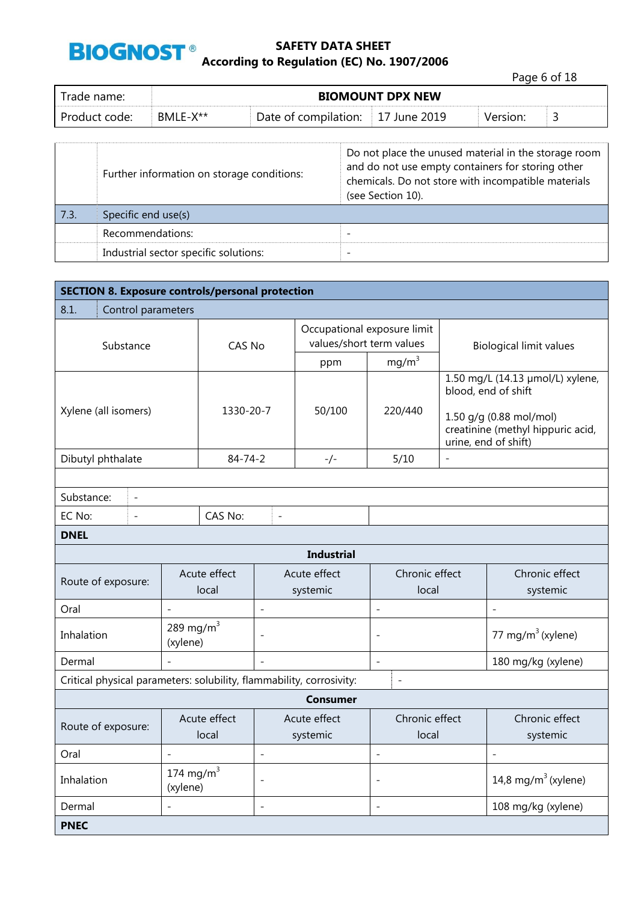| | | |
|---|---|---|
| | Further information on storage conditions: | Do not place the unused material in the storage room and do not use empty containers for storing other chemicals. Do not store with incompatible materials (see Section 10). |
| 7.3. | Specific end use(s) | |
| | Recommendations: | - |
| | Industrial sector specific solutions: | - |

## SECTION 8. Exposure controls/personal protection

**8.1. Control parameters**

| Substance | CAS No | Occupational exposure limit values/short term values | | Biological limit values |
|---|---|---|---|---|
| | | ppm | mg/m$^3$ | |
| Xylene (all isomers) | 1330-20-7 | 50/100 | 220/440 | 1.50 mg/L (14.13 µmol/L) xylene, blood, end of shift<br><br>1.50 g/g (0.88 mol/mol) creatinine (methyl hippuric acid, urine, end of shift) |
| Dibutyl phthalate | 84-74-2 | -/- | 5/10 | - |

| | | | |
|---|---|---|---|
| Substance: | - | | |
| EC No: | - | CAS No: | - |

**DNEL**

**Industrial**

| Route of exposure: | Acute effect local | Acute effect systemic | Chronic effect local | Chronic effect systemic |
|---|---|---|---|---|
| Oral | - | - | - | - |
| Inhalation | 289 mg/m$^3$ (xylene) | - | - | 77 mg/m$^3$ (xylene) |
| Dermal | - | - | - | 180 mg/kg (xylene) |

Critical physical parameters: solubility, flammability, corrosivity: -

**Consumer**

| Route of exposure: | Acute effect local | Acute effect systemic | Chronic effect local | Chronic effect systemic |
|---|---|---|---|---|
| Oral | - | - | - | - |
| Inhalation | 174 mg/m$^3$ (xylene) | - | - | 14,8 mg/m$^3$ (xylene) |
| Dermal | - | - | - | 108 mg/kg (xylene) |

**PNEC**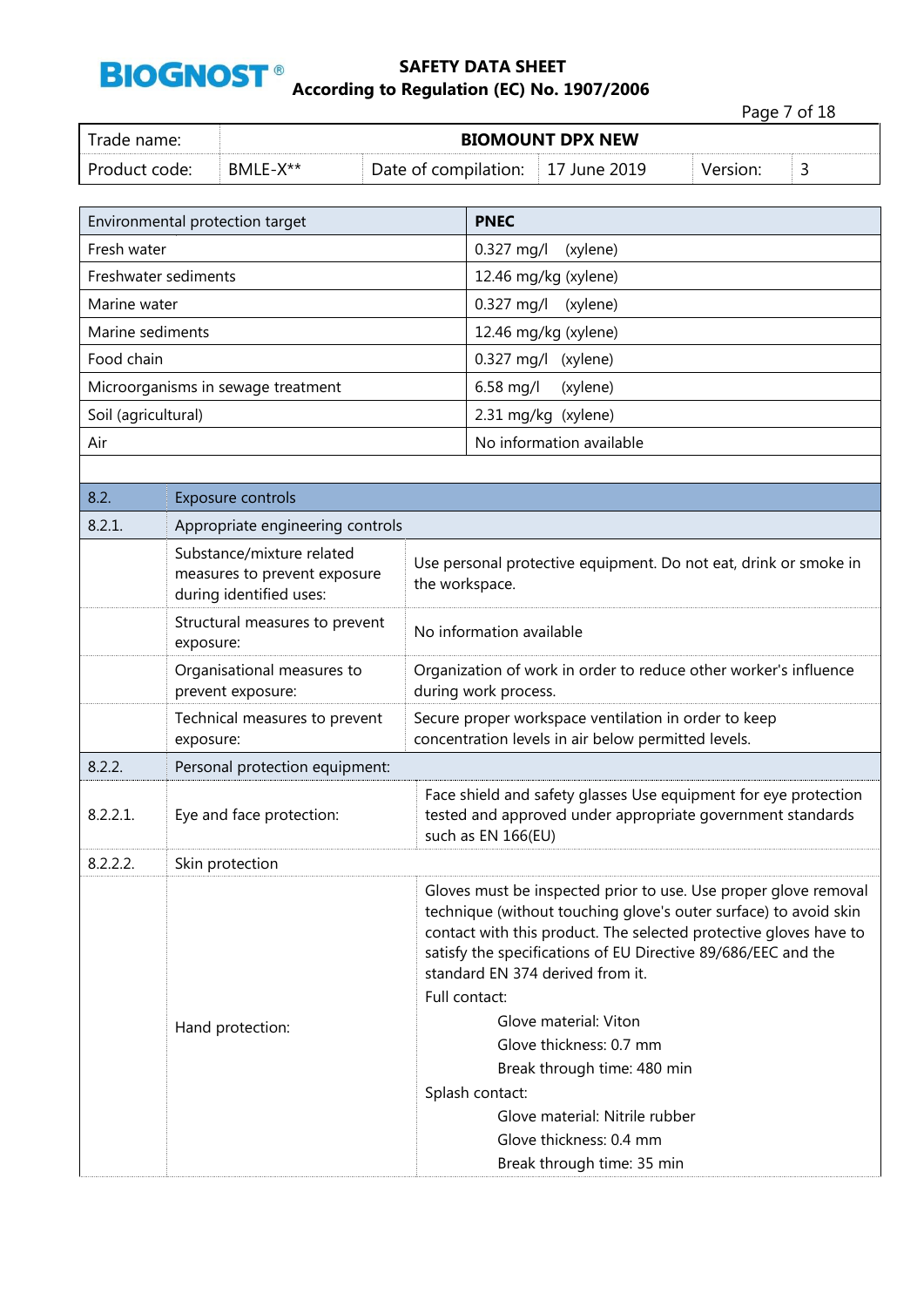| Environmental protection target | PNEC |
|---|---|
| Fresh water | 0.327 mg/l (xylene) |
| Freshwater sediments | 12.46 mg/kg (xylene) |
| Marine water | 0.327 mg/l (xylene) |
| Marine sediments | 12.46 mg/kg (xylene) |
| Food chain | 0.327 mg/l (xylene) |
| Microorganisms in sewage treatment | 6.58 mg/l (xylene) |
| Soil (agricultural) | 2.31 mg/kg (xylene) |
| Air | No information available |

| | | |
|---|---|---|
| **8.2.** | **Exposure controls** | |
| 8.2.1. | Appropriate engineering controls | |
| | Substance/mixture related measures to prevent exposure during identified uses: | Use personal protective equipment. Do not eat, drink or smoke in the workspace. |
| | Structural measures to prevent exposure: | No information available |
| | Organisational measures to prevent exposure: | Organization of work in order to reduce other worker's influence during work process. |
| | Technical measures to prevent exposure: | Secure proper workspace ventilation in order to keep concentration levels in air below permitted levels. |
| 8.2.2. | Personal protection equipment: | |
| 8.2.2.1. | Eye and face protection: | Face shield and safety glasses Use equipment for eye protection tested and approved under appropriate government standards such as EN 166(EU) |
| 8.2.2.2. | Skin protection | |
| | Hand protection: | Gloves must be inspected prior to use. Use proper glove removal technique (without touching glove's outer surface) to avoid skin contact with this product. The selected protective gloves have to satisfy the specifications of EU Directive 89/686/EEC and the standard EN 374 derived from it.<br>Full contact:<br>Glove material: Viton<br>Glove thickness: 0.7 mm<br>Break through time: 480 min<br>Splash contact:<br>Glove material: Nitrile rubber<br>Glove thickness: 0.4 mm<br>Break through time: 35 min |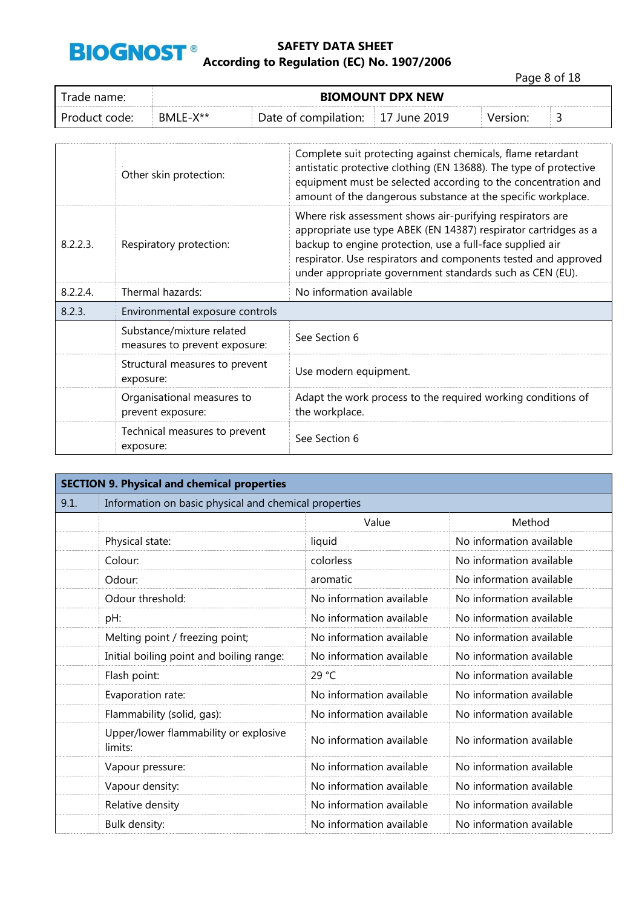| | | |
|---|---|---|
| | Other skin protection: | Complete suit protecting against chemicals, flame retardant antistatic protective clothing (EN 13688). The type of protective equipment must be selected according to the concentration and amount of the dangerous substance at the specific workplace. |
| 8.2.2.3. | Respiratory protection: | Where risk assessment shows air-purifying respirators are appropriate use type ABEK (EN 14387) respirator cartridges as a backup to engine protection, use a full-face supplied air respirator. Use respirators and components tested and approved under appropriate government standards such as CEN (EU). |
| 8.2.2.4. | Thermal hazards: | No information available |
| 8.2.3. | Environmental exposure controls | |
| | Substance/mixture related measures to prevent exposure: | See Section 6 |
| | Structural measures to prevent exposure: | Use modern equipment. |
| | Organisational measures to prevent exposure: | Adapt the work process to the required working conditions of the workplace. |
| | Technical measures to prevent exposure: | See Section 6 |

## SECTION 9. Physical and chemical properties

| 9.1. | Information on basic physical and chemical properties | | |
|---|---|---|---|
| | | Value | Method |
| | Physical state: | liquid | No information available |
| | Colour: | colorless | No information available |
| | Odour: | aromatic | No information available |
| | Odour threshold: | No information available | No information available |
| | pH: | No information available | No information available |
| | Melting point / freezing point; | No information available | No information available |
| | Initial boiling point and boiling range: | No information available | No information available |
| | Flash point: | 29 °C | No information available |
| | Evaporation rate: | No information available | No information available |
| | Flammability (solid, gas): | No information available | No information available |
| | Upper/lower flammability or explosive limits: | No information available | No information available |
| | Vapour pressure: | No information available | No information available |
| | Vapour density: | No information available | No information available |
| | Relative density | No information available | No information available |
| | Bulk density: | No information available | No information available |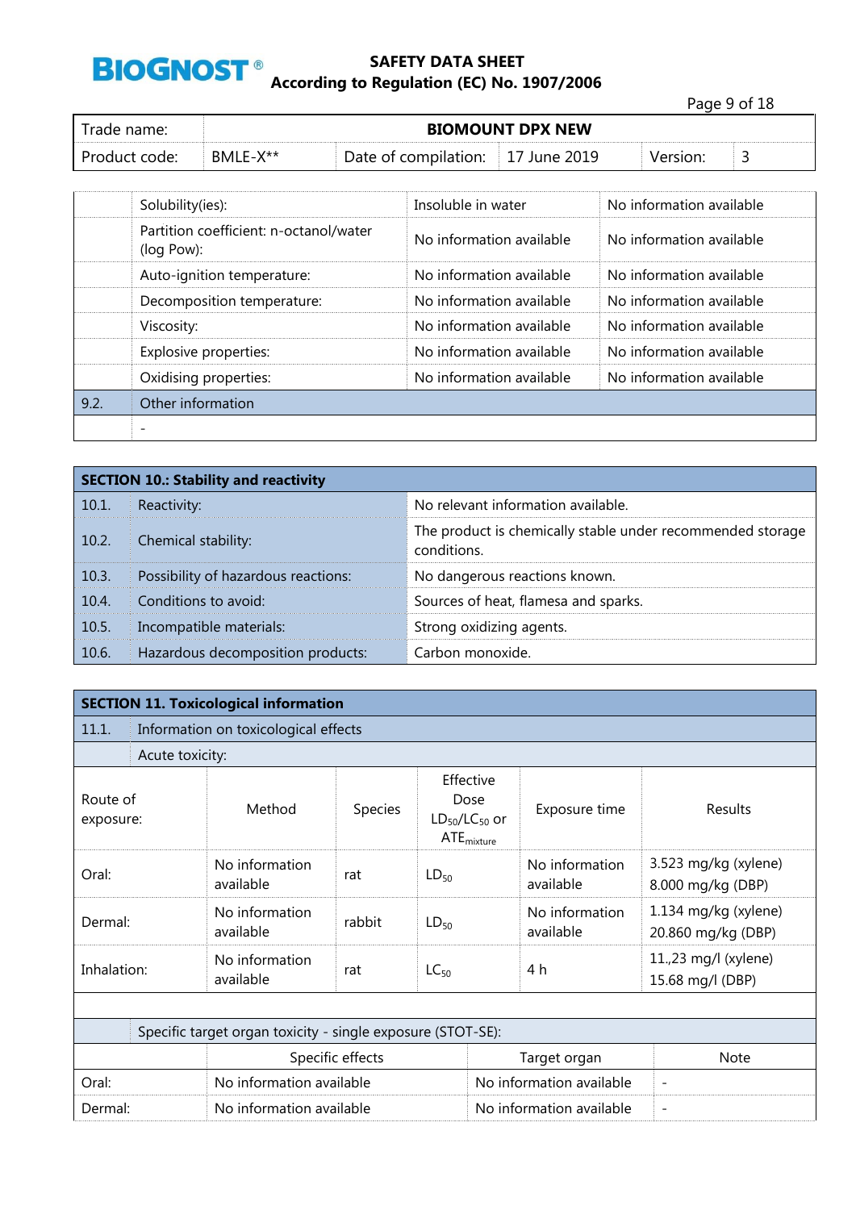| | | | |
|---|---|---|---|
| | Solubility(ies): | Insoluble in water | No information available |
| | Partition coefficient: n-octanol/water (log Pow): | No information available | No information available |
| | Auto-ignition temperature: | No information available | No information available |
| | Decomposition temperature: | No information available | No information available |
| | Viscosity: | No information available | No information available |
| | Explosive properties: | No information available | No information available |
| | Oxidising properties: | No information available | No information available |
| 9.2. | Other information | | |
| | - | | |

| SECTION 10.: Stability and reactivity | | |
|---|---|---|
| 10.1. | Reactivity: | No relevant information available. |
| 10.2. | Chemical stability: | The product is chemically stable under recommended storage conditions. |
| 10.3. | Possibility of hazardous reactions: | No dangerous reactions known. |
| 10.4. | Conditions to avoid: | Sources of heat, flamesa and sparks. |
| 10.5. | Incompatible materials: | Strong oxidizing agents. |
| 10.6. | Hazardous decomposition products: | Carbon monoxide. |

## SECTION 11. Toxicological information

11.1. Information on toxicological effects

Acute toxicity:

| Route of exposure: | Method | Species | Effective Dose $LD_{50}/LC_{50}$ or $ATE_{mixture}$ | Exposure time | Results |
|---|---|---|---|---|---|
| Oral: | No information available | rat | $LD_{50}$ | No information available | 3.523 mg/kg (xylene)<br>8.000 mg/kg (DBP) |
| Dermal: | No information available | rabbit | $LD_{50}$ | No information available | 1.134 mg/kg (xylene)<br>20.860 mg/kg (DBP) |
| Inhalation: | No information available | rat | $LC_{50}$ | 4 h | 11.,23 mg/l (xylene)<br>15.68 mg/l (DBP) |

Specific target organ toxicity - single exposure (STOT-SE):

| | Specific effects | Target organ | Note |
|---|---|---|---|
| Oral: | No information available | No information available | - |
| Dermal: | No information available | No information available | - |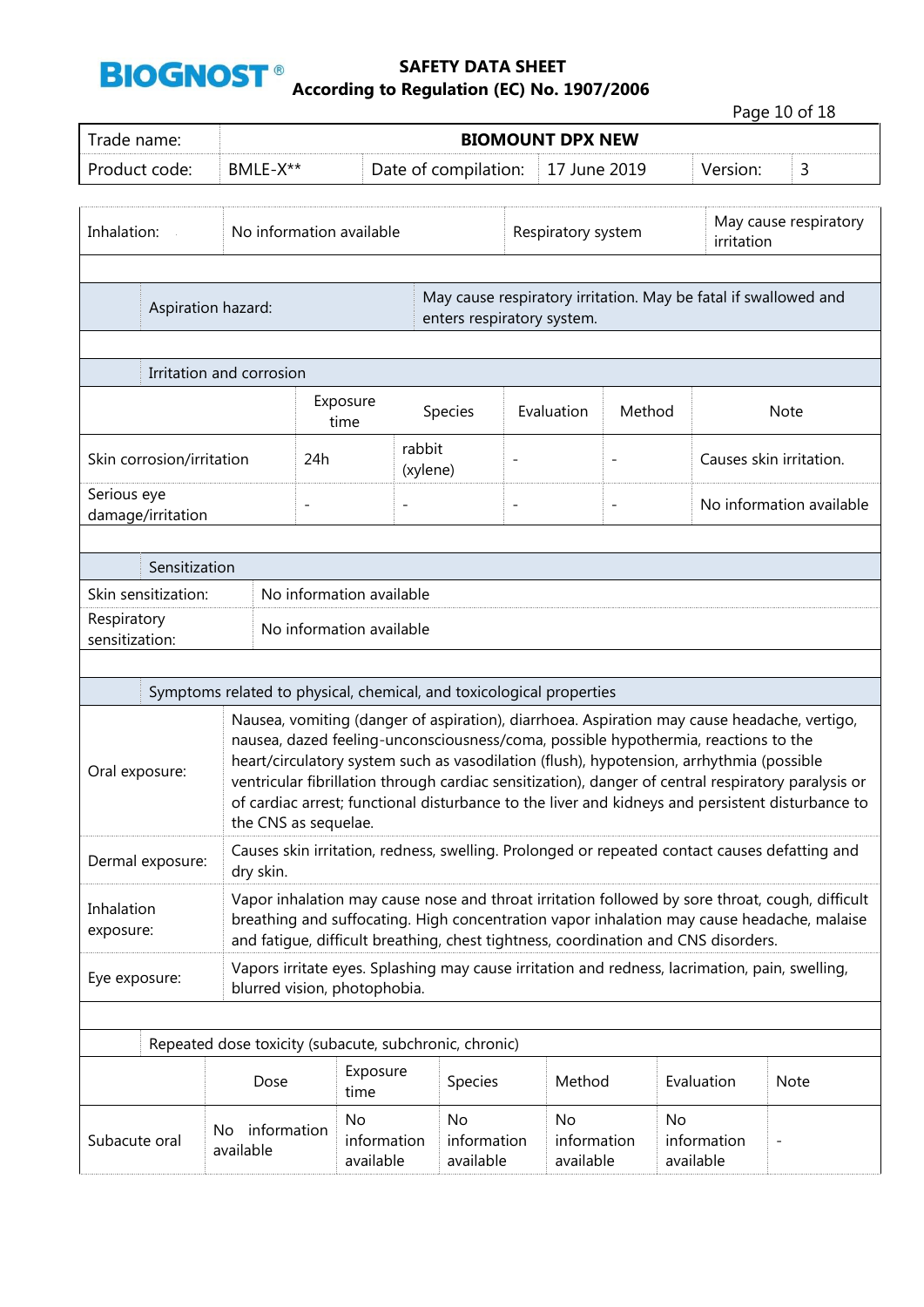| Inhalation: | No information available | Respiratory system | May cause respiratory irritation |
|---|---|---|---|

| Aspiration hazard: | May cause respiratory irritation. May be fatal if swallowed and enters respiratory system. |
|---|---|

**Irritation and corrosion**

| | Exposure time | Species | Evaluation | Method | Note |
|---|---|---|---|---|---|
| Skin corrosion/irritation | 24h | rabbit (xylene) | - | - | Causes skin irritation. |
| Serious eye damage/irritation | - | - | - | - | No information available |

**Sensitization**

| | |
|---|---|
| Skin sensitization: | No information available |
| Respiratory sensitization: | No information available |

**Symptoms related to physical, chemical, and toxicological properties**

| | |
|---|---|
| Oral exposure: | Nausea, vomiting (danger of aspiration), diarrhoea. Aspiration may cause headache, vertigo, nausea, dazed feeling-unconsciousness/coma, possible hypothermia, reactions to the heart/circulatory system such as vasodilation (flush), hypotension, arrhythmia (possible ventricular fibrillation through cardiac sensitization), danger of central respiratory paralysis or of cardiac arrest; functional disturbance to the liver and kidneys and persistent disturbance to the CNS as sequelae. |
| Dermal exposure: | Causes skin irritation, redness, swelling. Prolonged or repeated contact causes defatting and dry skin. |
| Inhalation exposure: | Vapor inhalation may cause nose and throat irritation followed by sore throat, cough, difficult breathing and suffocating. High concentration vapor inhalation may cause headache, malaise and fatigue, difficult breathing, chest tightness, coordination and CNS disorders. |
| Eye exposure: | Vapors irritate eyes. Splashing may cause irritation and redness, lacrimation, pain, swelling, blurred vision, photophobia. |

**Repeated dose toxicity (subacute, subchronic, chronic)**

| | Dose | Exposure time | Species | Method | Evaluation | Note |
|---|---|---|---|---|---|---|
| Subacute oral | No information available | No information available | No information available | No information available | No information available | - |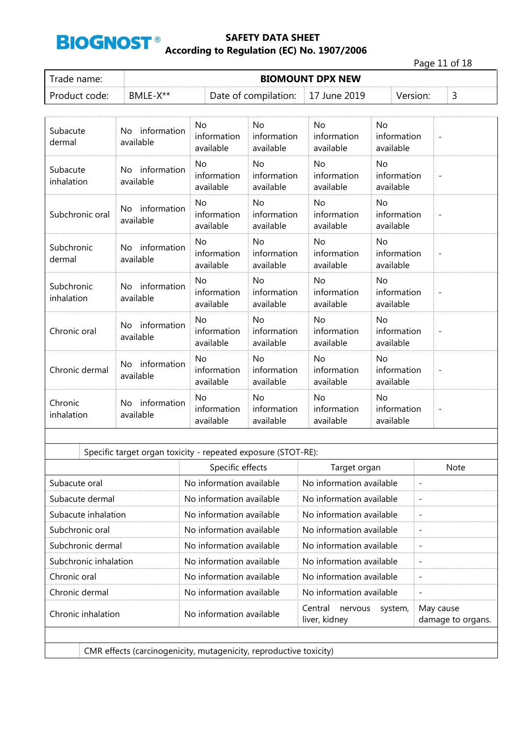| | | | | | | |
|---|---|---|---|---|---|---|
| Subacute dermal | No information available | No information available | No information available | No information available | No information available | - |
| Subacute inhalation | No information available | No information available | No information available | No information available | No information available | - |
| Subchronic oral | No information available | No information available | No information available | No information available | No information available | - |
| Subchronic dermal | No information available | No information available | No information available | No information available | No information available | - |
| Subchronic inhalation | No information available | No information available | No information available | No information available | No information available | - |
| Chronic oral | No information available | No information available | No information available | No information available | No information available | - |
| Chronic dermal | No information available | No information available | No information available | No information available | No information available | - |
| Chronic inhalation | No information available | No information available | No information available | No information available | No information available | - |

Specific target organ toxicity - repeated exposure (STOT-RE):

| | Specific effects | Target organ | Note |
|---|---|---|---|
| Subacute oral | No information available | No information available | - |
| Subacute dermal | No information available | No information available | - |
| Subacute inhalation | No information available | No information available | - |
| Subchronic oral | No information available | No information available | - |
| Subchronic dermal | No information available | No information available | - |
| Subchronic inhalation | No information available | No information available | - |
| Chronic oral | No information available | No information available | - |
| Chronic dermal | No information available | No information available | - |
| Chronic inhalation | No information available | Central nervous system, liver, kidney | May cause damage to organs. |

CMR effects (carcinogenicity, mutagenicity, reproductive toxicity)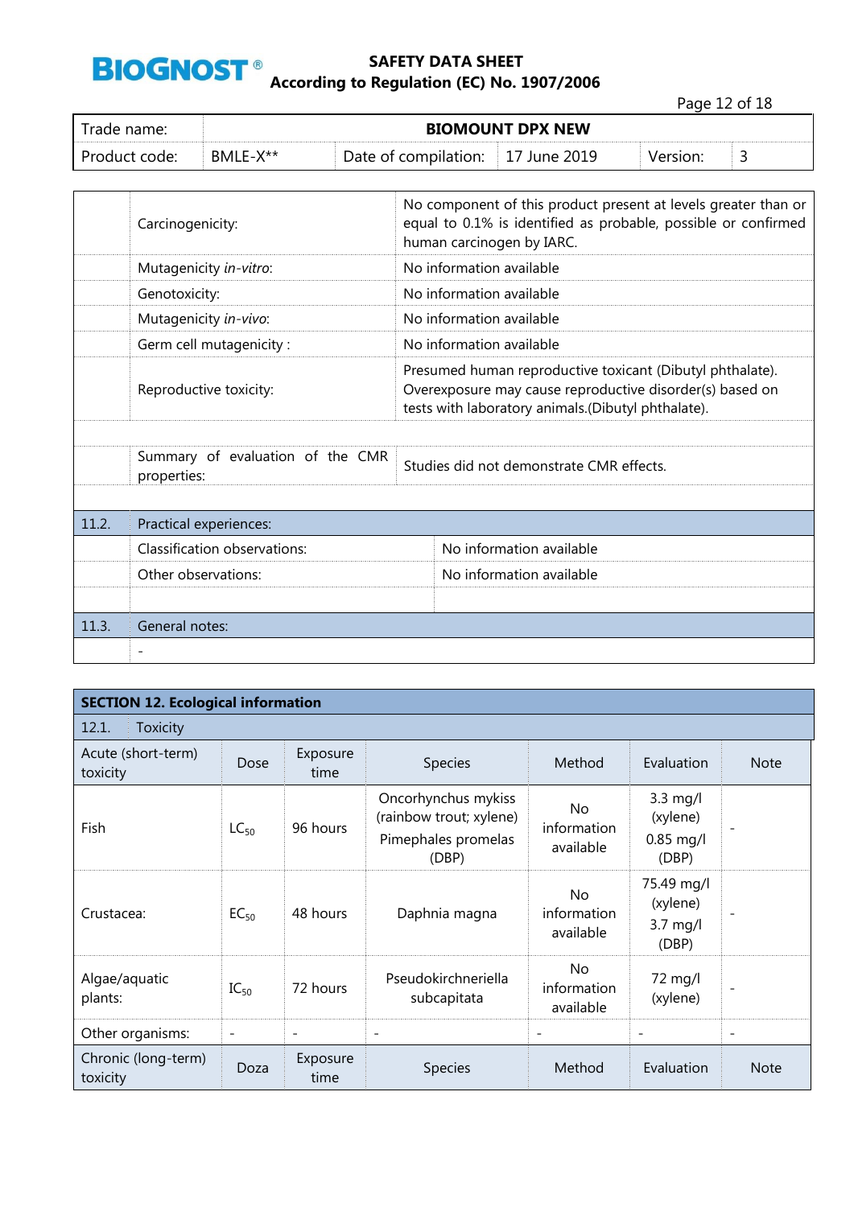| | | |
|---|---|---|
| | Carcinogenicity: | No component of this product present at levels greater than or equal to 0.1% is identified as probable, possible or confirmed human carcinogen by IARC. |
| | Mutagenicity *in-vitro*: | No information available |
| | Genotoxicity: | No information available |
| | Mutagenicity *in-vivo*: | No information available |
| | Germ cell mutagenicity : | No information available |
| | Reproductive toxicity: | Presumed human reproductive toxicant (Dibutyl phthalate). Overexposure may cause reproductive disorder(s) based on tests with laboratory animals.(Dibutyl phthalate). |
| | | |
| | Summary of evaluation of the CMR properties: | Studies did not demonstrate CMR effects. |
| | | |
| 11.2. | Practical experiences: | |
| | Classification observations: | No information available |
| | Other observations: | No information available |
| | | |
| 11.3. | General notes: | |
| | - | |

## SECTION 12. Ecological information

12.1. Toxicity

| Acute (short-term) toxicity | Dose | Exposure time | Species | Method | Evaluation | Note |
|---|---|---|---|---|---|---|
| Fish | $LC_{50}$ | 96 hours | Oncorhynchus mykiss (rainbow trout; xylene) Pimephales promelas (DBP) | No information available | 3.3 mg/l (xylene) 0.85 mg/l (DBP) | - |
| Crustacea: | $EC_{50}$ | 48 hours | Daphnia magna | No information available | 75.49 mg/l (xylene) 3.7 mg/l (DBP) | - |
| Algae/aquatic plants: | $IC_{50}$ | 72 hours | Pseudokirchneriella subcapitata | No information available | 72 mg/l (xylene) | - |
| Other organisms: | - | - | - | - | - | - |
| Chronic (long-term) toxicity | Doza | Exposure time | Species | Method | Evaluation | Note |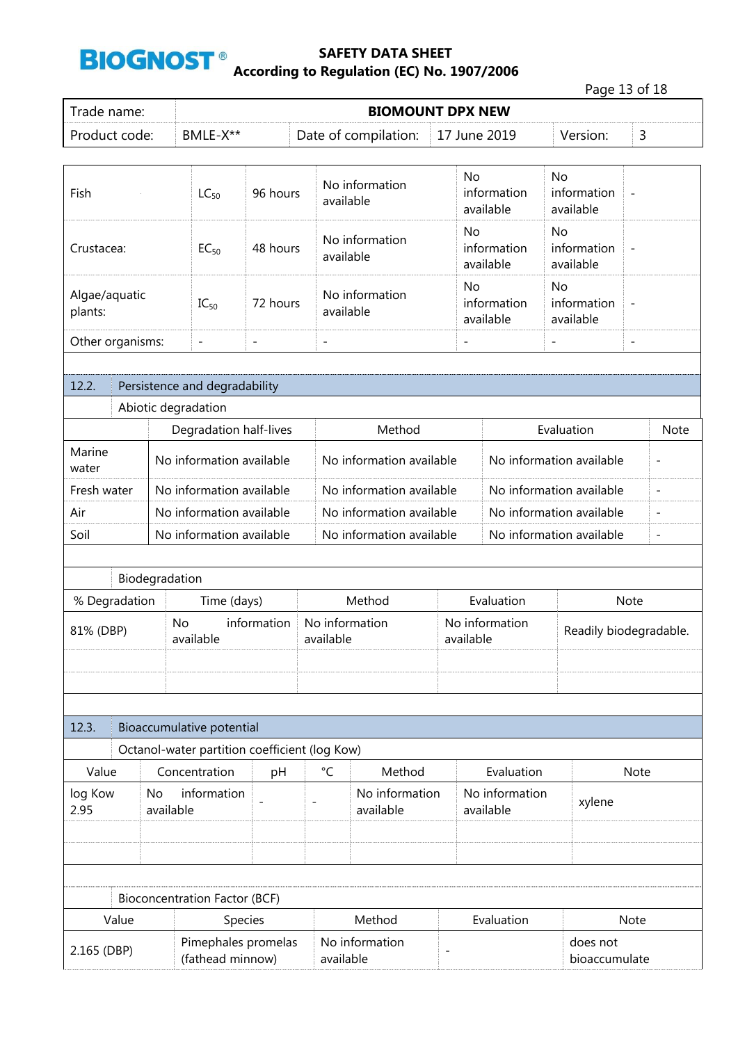| | | | | | | |
|---|---|---|---|---|---|---|
| Fish | $LC_{50}$ | 96 hours | No information available | No information available | No information available | - |
| Crustacea: | $EC_{50}$ | 48 hours | No information available | No information available | No information available | - |
| Algae/aquatic plants: | $IC_{50}$ | 72 hours | No information available | No information available | No information available | - |
| Other organisms: | - | - | - | - | - | - |

## 12.2. Persistence and degradability

Abiotic degradation

| | Degradation half-lives | Method | Evaluation | Note |
|---|---|---|---|---|
| Marine water | No information available | No information available | No information available | - |
| Fresh water | No information available | No information available | No information available | - |
| Air | No information available | No information available | No information available | - |
| Soil | No information available | No information available | No information available | - |

Biodegradation

| % Degradation | Time (days) | Method | Evaluation | Note |
|---|---|---|---|---|
| 81% (DBP) | No information available | No information available | No information available | Readily biodegradable. |
| | | | | |
| | | | | |

## 12.3. Bioaccumulative potential

Octanol-water partition coefficient (log Kow)

| Value | Concentration | pH | °C | Method | Evaluation | Note |
|---|---|---|---|---|---|---|
| log Kow 2.95 | No information available | - | - | No information available | No information available | xylene |
| | | | | | | |
| | | | | | | |

Bioconcentration Factor (BCF)

| Value | Species | Method | Evaluation | Note |
|---|---|---|---|---|
| 2.165 (DBP) | Pimephales promelas (fathead minnow) | No information available | - | does not bioaccumulate |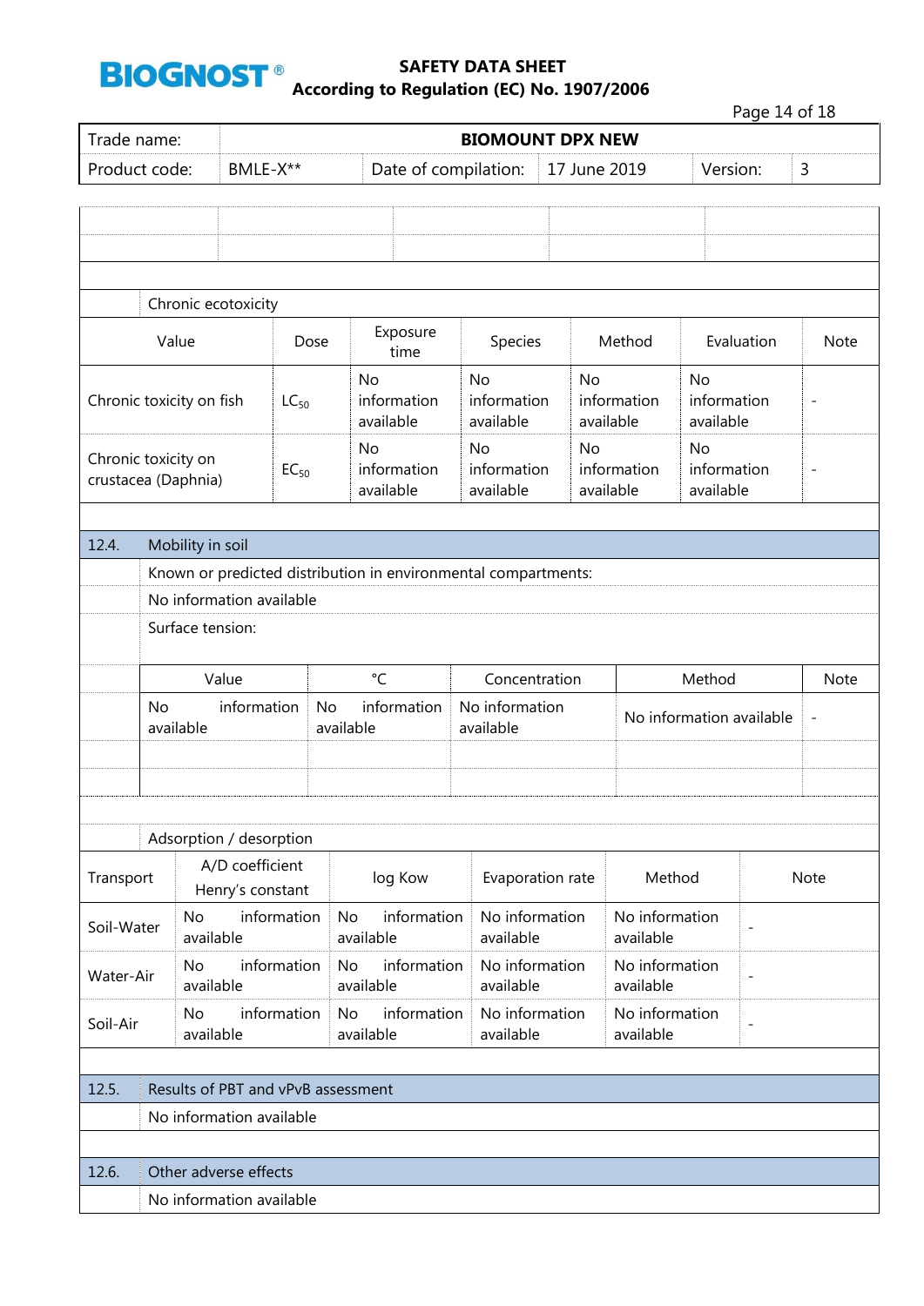Chronic ecotoxicity

| Value | Dose | Exposure time | Species | Method | Evaluation | Note |
|---|---|---|---|---|---|---|
| Chronic toxicity on fish | $LC_{50}$ | No information available | No information available | No information available | No information available | - |
| Chronic toxicity on crustacea (Daphnia) | $EC_{50}$ | No information available | No information available | No information available | No information available | - |

## 12.4. Mobility in soil

Known or predicted distribution in environmental compartments:

No information available

Surface tension:

| Value | °C | Concentration | Method | Note |
|---|---|---|---|---|
| No information available | No information available | No information available | No information available | - |

Adsorption / desorption

| Transport | A/D coefficient Henry's constant | log Kow | Evaporation rate | Method | Note |
|---|---|---|---|---|---|
| Soil-Water | No information available | No information available | No information available | No information available | - |
| Water-Air | No information available | No information available | No information available | No information available | - |
| Soil-Air | No information available | No information available | No information available | No information available | - |

## 12.5. Results of PBT and vPvB assessment

No information available

## 12.6. Other adverse effects

No information available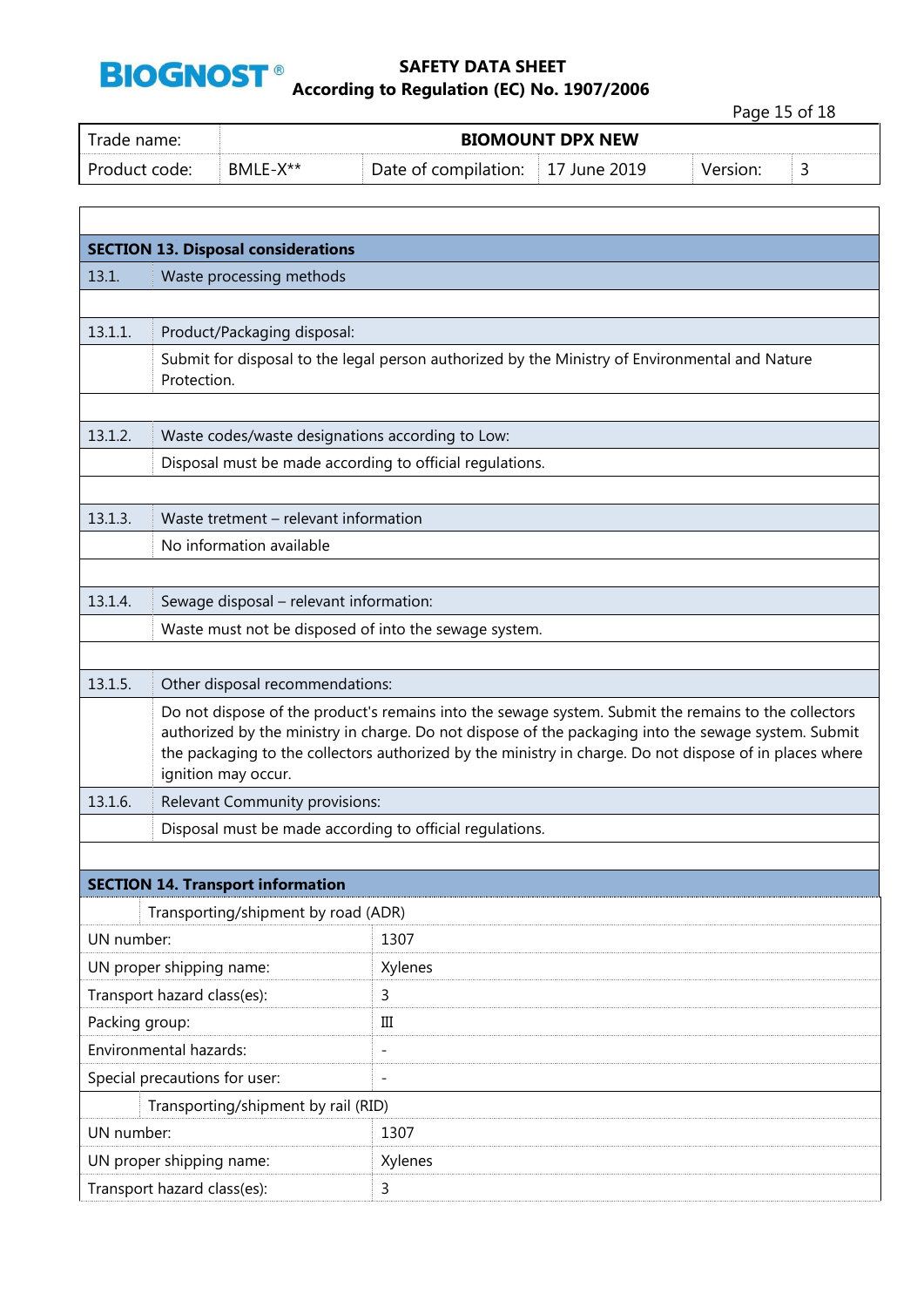| Trade name: | BIOMOUNT DPX NEW | | | | |
|---|---|---|---|---|---|
| Product code: | BMLE-X** | Date of compilation: | 17 June 2019 | Version: | 3 |

## SECTION 13. Disposal considerations

| | |
|---|---|
| 13.1. | Waste processing methods |
| 13.1.1. | Product/Packaging disposal: |
| | Submit for disposal to the legal person authorized by the Ministry of Environmental and Nature Protection. |
| 13.1.2. | Waste codes/waste designations according to Low: |
| | Disposal must be made according to official regulations. |
| 13.1.3. | Waste tretment – relevant information |
| | No information available |
| 13.1.4. | Sewage disposal – relevant information: |
| | Waste must not be disposed of into the sewage system. |
| 13.1.5. | Other disposal recommendations: |
| | Do not dispose of the product's remains into the sewage system. Submit the remains to the collectors authorized by the ministry in charge. Do not dispose of the packaging into the sewage system. Submit the packaging to the collectors authorized by the ministry in charge. Do not dispose of in places where ignition may occur. |
| 13.1.6. | Relevant Community provisions: |
| | Disposal must be made according to official regulations. |

## SECTION 14. Transport information

| Transporting/shipment by road (ADR) | |
|---|---|
| UN number: | 1307 |
| UN proper shipping name: | Xylenes |
| Transport hazard class(es): | 3 |
| Packing group: | III |
| Environmental hazards: | - |
| Special precautions for user: | - |
| **Transporting/shipment by rail (RID)** | |
| UN number: | 1307 |
| UN proper shipping name: | Xylenes |
| Transport hazard class(es): | 3 |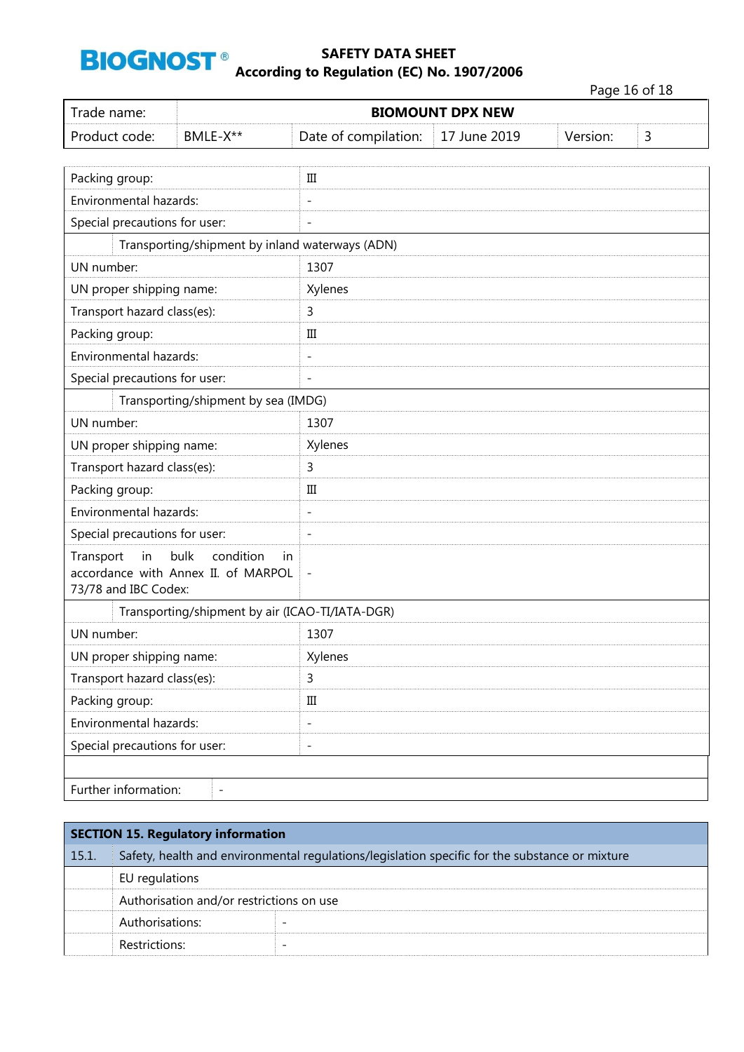| Trade name: | BIOMOUNT DPX NEW | | | | |
|---|---|---|---|---|---|
| Product code: | BMLE-X** | Date of compilation: | 17 June 2019 | Version: | 3 |

| | |
|---|---|
| Packing group: | III |
| Environmental hazards: | - |
| Special precautions for user: | - |
| **Transporting/shipment by inland waterways (ADN)** | |
| UN number: | 1307 |
| UN proper shipping name: | Xylenes |
| Transport hazard class(es): | 3 |
| Packing group: | III |
| Environmental hazards: | - |
| Special precautions for user: | - |
| **Transporting/shipment by sea (IMDG)** | |
| UN number: | 1307 |
| UN proper shipping name: | Xylenes |
| Transport hazard class(es): | 3 |
| Packing group: | III |
| Environmental hazards: | - |
| Special precautions for user: | - |
| Transport in bulk condition in accordance with Annex II. of MARPOL 73/78 and IBC Codex: | - |
| **Transporting/shipment by air (ICAO-TI/IATA-DGR)** | |
| UN number: | 1307 |
| UN proper shipping name: | Xylenes |
| Transport hazard class(es): | 3 |
| Packing group: | III |
| Environmental hazards: | - |
| Special precautions for user: | - |
| | |
| Further information: | - |

## SECTION 15. Regulatory information

| 15.1. | Safety, health and environmental regulations/legislation specific for the substance or mixture | |
|---|---|---|
| | EU regulations | |
| | Authorisation and/or restrictions on use | |
| | Authorisations: | - |
| | Restrictions: | - |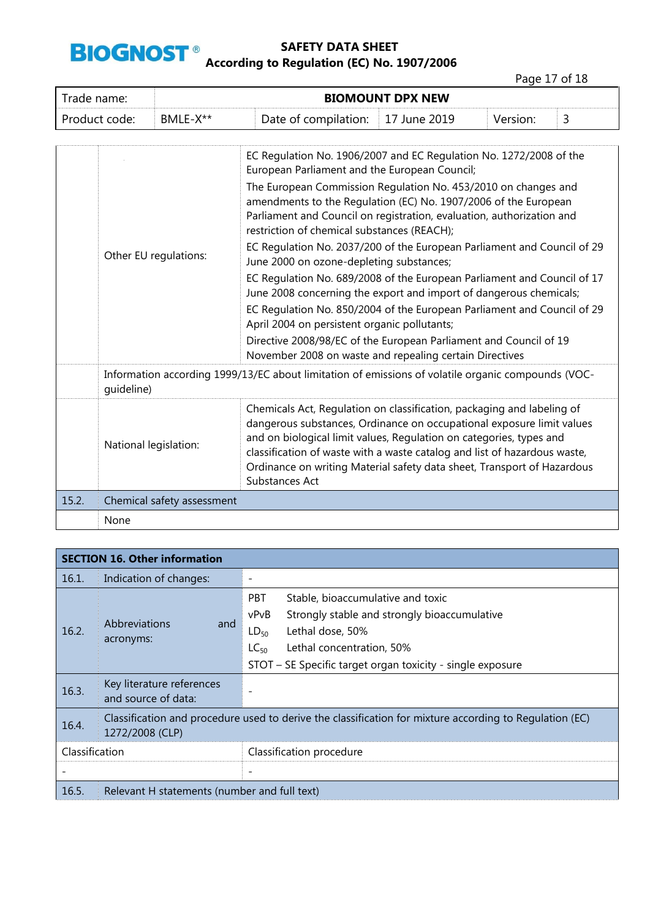| Trade name: | BIOMOUNT DPX NEW | | | | |
|---|---|---|---|---|---|
| Product code: | BMLE-X** | Date of compilation: | 17 June 2019 | Version: | 3 |

| | | |
|---|---|---|
| | Other EU regulations: | EC Regulation No. 1906/2007 and EC Regulation No. 1272/2008 of the European Parliament and the European Council;<br>The European Commission Regulation No. 453/2010 on changes and amendments to the Regulation (EC) No. 1907/2006 of the European Parliament and Council on registration, evaluation, authorization and restriction of chemical substances (REACH);<br>EC Regulation No. 2037/200 of the European Parliament and Council of 29 June 2000 on ozone-depleting substances;<br>EC Regulation No. 689/2008 of the European Parliament and Council of 17 June 2008 concerning the export and import of dangerous chemicals;<br>EC Regulation No. 850/2004 of the European Parliament and Council of 29 April 2004 on persistent organic pollutants;<br>Directive 2008/98/EC of the European Parliament and Council of 19 November 2008 on waste and repealing certain Directives |
| | Information according 1999/13/EC about limitation of emissions of volatile organic compounds (VOC-guideline) | |
| | National legislation: | Chemicals Act, Regulation on classification, packaging and labeling of dangerous substances, Ordinance on occupational exposure limit values and on biological limit values, Regulation on categories, types and classification of waste with a waste catalog and list of hazardous waste, Ordinance on writing Material safety data sheet, Transport of Hazardous Substances Act |
| 15.2. | Chemical safety assessment | |
| | None | |

## SECTION 16. Other information

| | | |
|---|---|---|
| 16.1. | Indication of changes: | - |
| 16.2. | Abbreviations and acronyms: | PBT Stable, bioaccumulative and toxic<br>vPvB Strongly stable and strongly bioaccumulative<br>$LD_{50}$ Lethal dose, 50%<br>$LC_{50}$ Lethal concentration, 50%<br>STOT – SE Specific target organ toxicity - single exposure |
| 16.3. | Key literature references and source of data: | - |
| 16.4. | Classification and procedure used to derive the classification for mixture according to Regulation (EC) 1272/2008 (CLP) | |
| Classification | | Classification procedure |
| - | | - |
| 16.5. | Relevant H statements (number and full text) | |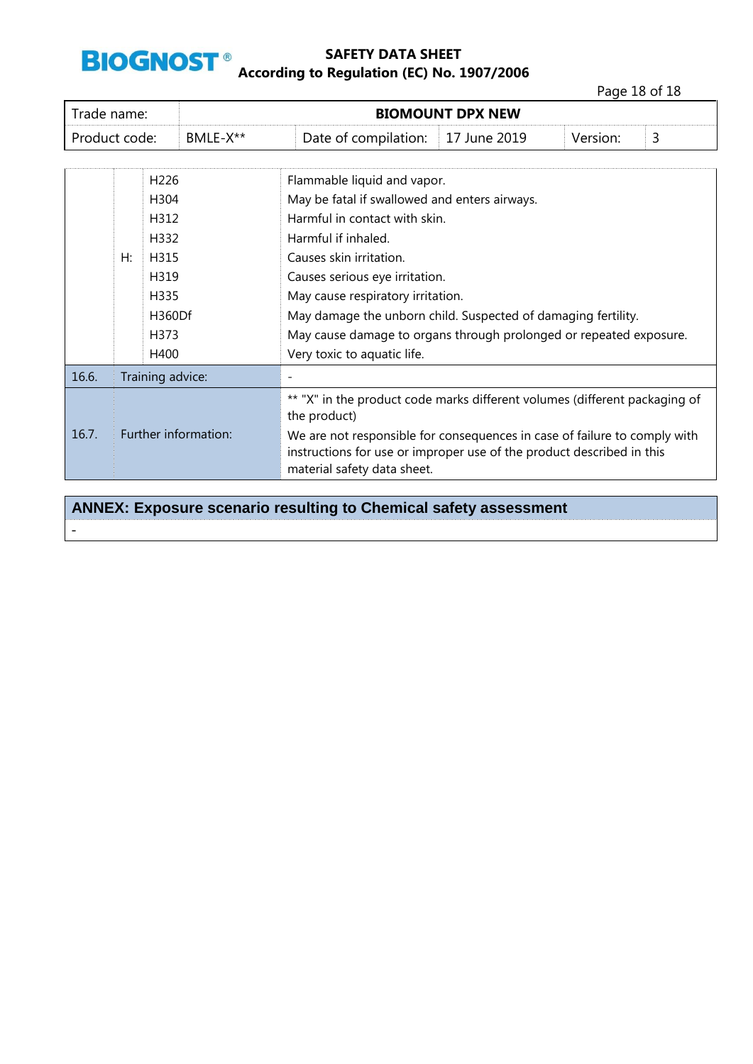| | | | |
|---|---|---|---|
| | H: | H226 | Flammable liquid and vapor. |
| | | H304 | May be fatal if swallowed and enters airways. |
| | | H312 | Harmful in contact with skin. |
| | | H332 | Harmful if inhaled. |
| | | H315 | Causes skin irritation. |
| | | H319 | Causes serious eye irritation. |
| | | H335 | May cause respiratory irritation. |
| | | H360Df | May damage the unborn child. Suspected of damaging fertility. |
| | | H373 | May cause damage to organs through prolonged or repeated exposure. |
| | | H400 | Very toxic to aquatic life. |
| 16.6. | Training advice: | | - |
| 16.7. | Further information: | | ** "X" in the product code marks different volumes (different packaging of the product)<br>We are not responsible for consequences in case of failure to comply with instructions for use or improper use of the product described in this material safety data sheet. |

## ANNEX: Exposure scenario resulting to Chemical safety assessment

-